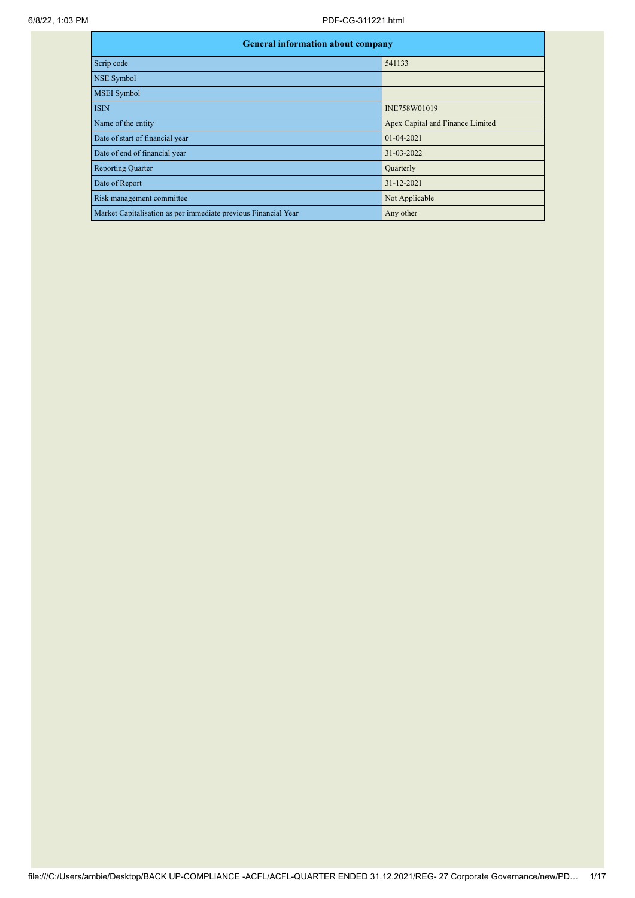| General information about company | |
|---|---|
| Scrip code | 541133 |
| NSE Symbol | |
| MSEI Symbol | |
| ISIN | INE758W01019 |
| Name of the entity | Apex Capital and Finance Limited |
| Date of start of financial year | 01-04-2021 |
| Date of end of financial year | 31-03-2022 |
| Reporting Quarter | Quarterly |
| Date of Report | 31-12-2021 |
| Risk management committee | Not Applicable |
| Market Capitalisation as per immediate previous Financial Year | Any other |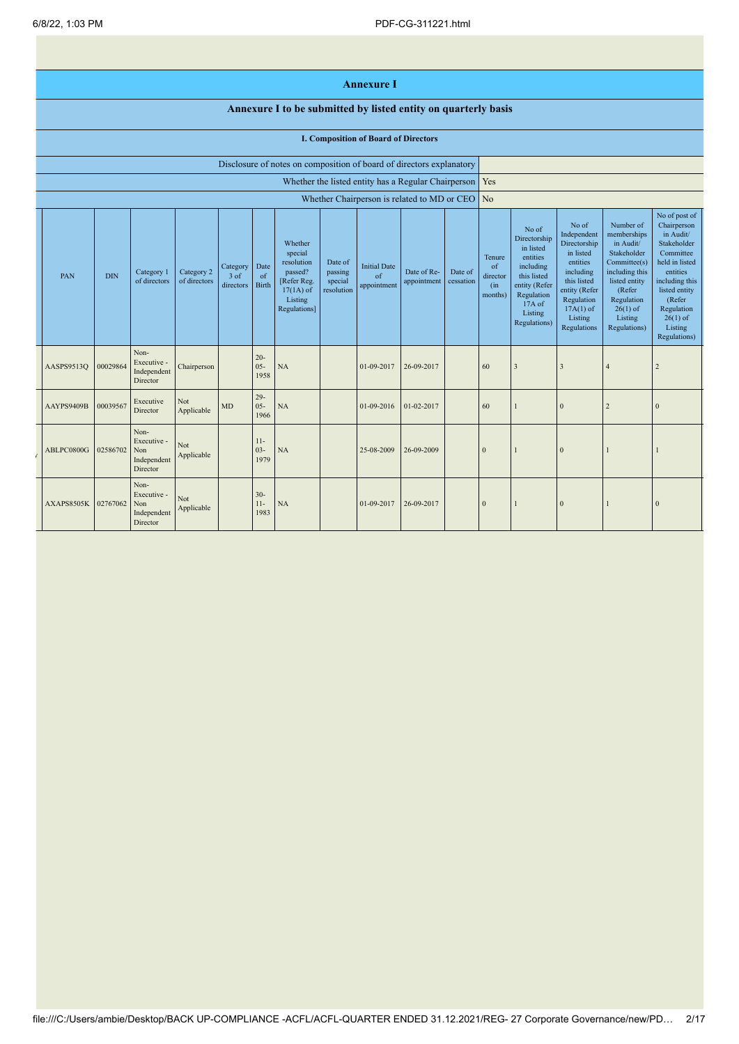# Annexure I

## Annexure I to be submitted by listed entity on quarterly basis

### I. Composition of Board of Directors

| | |
|---|---|
| Disclosure of notes on composition of board of directors explanatory | |
| Whether the listed entity has a Regular Chairperson | Yes |
| Whether Chairperson is related to MD or CEO | No |

| PAN | DIN | Category 1 of directors | Category 2 of directors | Category 3 of directors | Date of Birth | Whether special resolution passed? [Refer Reg. 17(1A) of Listing Regulations] | Date of passing special resolution | Initial Date of appointment | Date of Re-appointment | Date of cessation | Tenure of director (in months) | No of Directorship in listed entities including this listed entity (Refer Regulation 17A of Listing Regulations) | No of Independent Directorship in listed entities including this listed entity (Refer Regulation 17A(1) of Listing Regulations | Number of memberships in Audit/ Stakeholder Committee(s) including this listed entity (Refer Regulation 26(1) of Listing Regulations) | No of post of Chairperson in Audit/ Stakeholder Committee held in listed entities including this listed entity (Refer Regulation 26(1) of Listing Regulations) |
|---|---|---|---|---|---|---|---|---|---|---|---|---|---|---|---|
| AASPS9513Q | 00029864 | Non-Executive - Independent Director | Chairperson | | 20-05-1958 | NA | | 01-09-2017 | 26-09-2017 | | 60 | 3 | 3 | 4 | 2 |
| AAYPS9409B | 00039567 | Executive Director | Not Applicable | MD | 29-05-1966 | NA | | 01-09-2016 | 01-02-2017 | | 60 | 1 | 0 | 2 | 0 |
| ABLPC0800G | 02586702 | Non-Executive - Non Independent Director | Not Applicable | | 11-03-1979 | NA | | 25-08-2009 | 26-09-2009 | | 0 | 1 | 0 | 1 | 1 |
| AXAPS8505K | 02767062 | Non-Executive - Non Independent Director | Not Applicable | | 30-11-1983 | NA | | 01-09-2017 | 26-09-2017 | | 0 | 1 | 0 | 1 | 0 |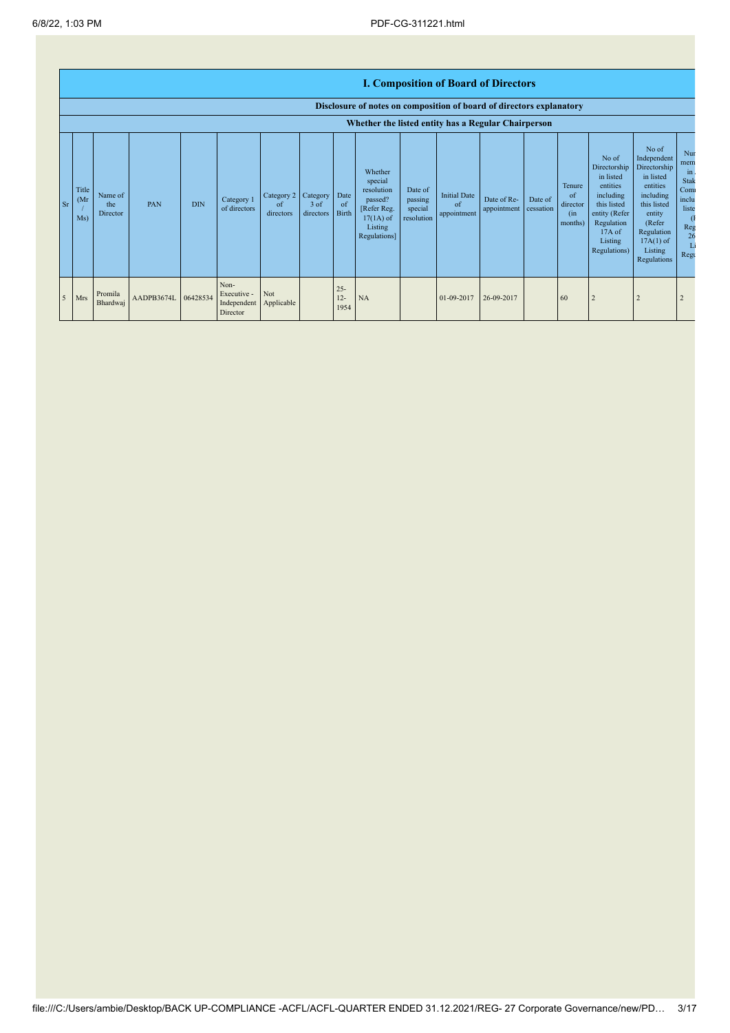## I. Composition of Board of Directors

**Disclosure of notes on composition of board of directors explanatory**

**Whether the listed entity has a Regular Chairperson**

| Sr | Title (Mr / Ms) | Name of the Director | PAN | DIN | Category 1 of directors | Category 2 of directors | Category 3 of directors | Date of Birth | Whether special resolution passed? [Refer Reg. 17(1A) of Listing Regulations] | Date of passing special resolution | Initial Date of appointment | Date of Re-appointment | Date of cessation | Tenure of director (in months) | No of Directorship in listed entities including this listed entity (Refer Regulation 17A of Listing Regulations) | No of Independent Directorship in listed entities including this listed entity (Refer Regulation 17A(1) of Listing Regulations | Nu mem in Stak Comm inclu liste (R Reg 26 Li Regu |
|---|---|---|---|---|---|---|---|---|---|---|---|---|---|---|---|---|---|
| 5 | Mrs | Promila Bhardwaj | AADPB3674L | 06428534 | Non-Executive - Independent Director | Not Applicable | | 25-12-1954 | NA | | 01-09-2017 | 26-09-2017 | | 60 | 2 | 2 | 2 |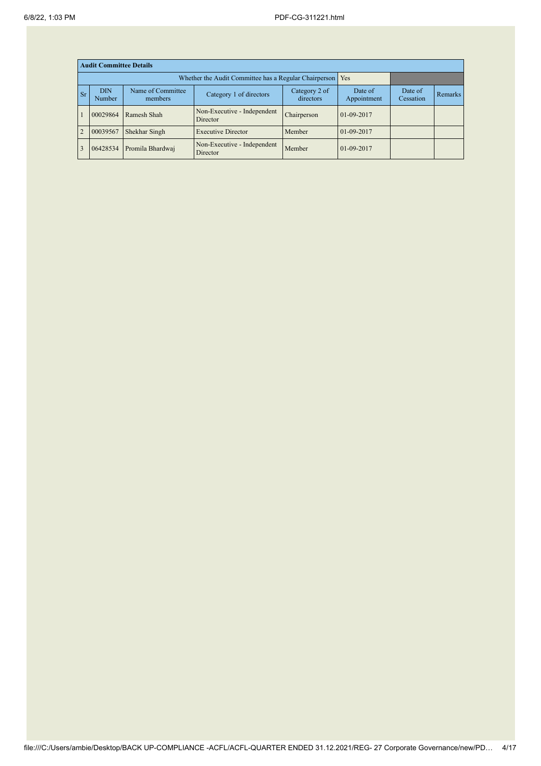| Audit Committee Details | | | | | | | |
|---|---|---|---|---|---|---|---|
| Whether the Audit Committee has a Regular Chairperson | | | | | Yes | | |
| Sr | DIN Number | Name of Committee members | Category 1 of directors | Category 2 of directors | Date of Appointment | Date of Cessation | Remarks |
| 1 | 00029864 | Ramesh Shah | Non-Executive - Independent Director | Chairperson | 01-09-2017 | | |
| 2 | 00039567 | Shekhar Singh | Executive Director | Member | 01-09-2017 | | |
| 3 | 06428534 | Promila Bhardwaj | Non-Executive - Independent Director | Member | 01-09-2017 | | |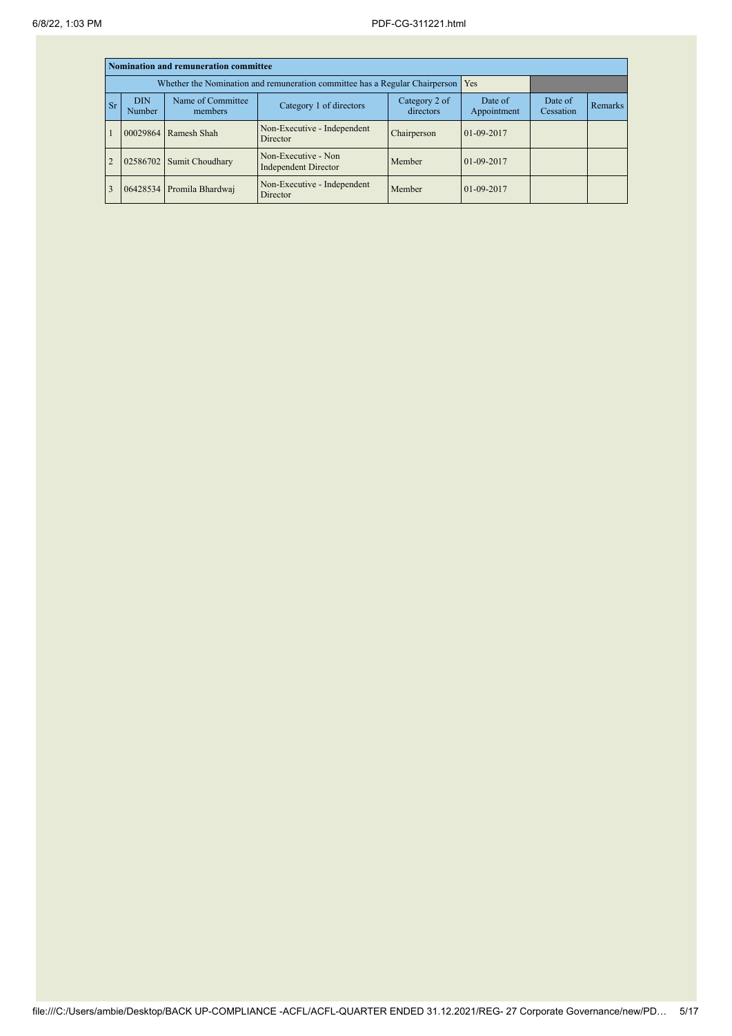| Nomination and remuneration committee | | | | | | | |
|---|---|---|---|---|---|---|---|
| Whether the Nomination and remuneration committee has a Regular Chairperson | | | | | Yes | | |
| Sr | DIN Number | Name of Committee members | Category 1 of directors | Category 2 of directors | Date of Appointment | Date of Cessation | Remarks |
| 1 | 00029864 | Ramesh Shah | Non-Executive - Independent Director | Chairperson | 01-09-2017 | | |
| 2 | 02586702 | Sumit Choudhary | Non-Executive - Non Independent Director | Member | 01-09-2017 | | |
| 3 | 06428534 | Promila Bhardwaj | Non-Executive - Independent Director | Member | 01-09-2017 | | |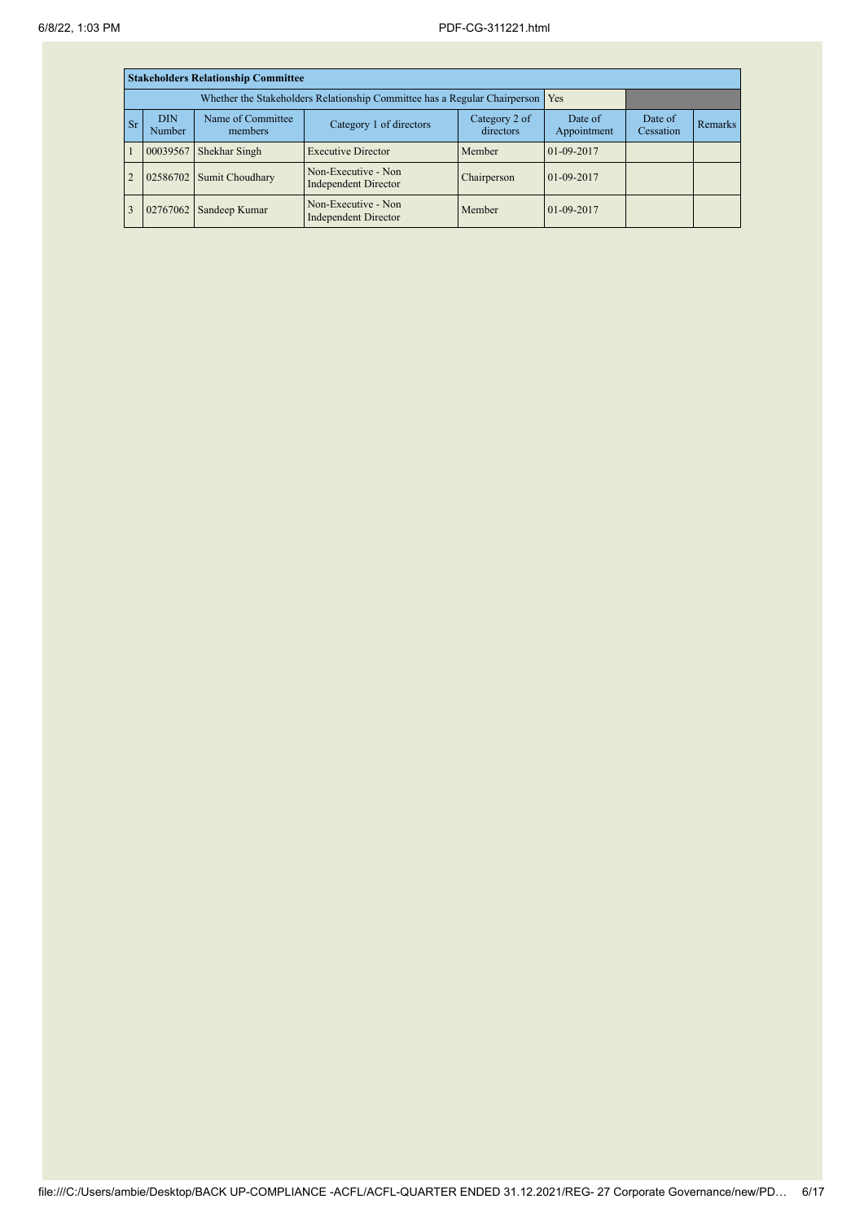| Stakeholders Relationship Committee | | | | | | | |
|---|---|---|---|---|---|---|---|
| Whether the Stakeholders Relationship Committee has a Regular Chairperson | | | | | Yes | | |
| Sr | DIN Number | Name of Committee members | Category 1 of directors | Category 2 of directors | Date of Appointment | Date of Cessation | Remarks |
| 1 | 00039567 | Shekhar Singh | Executive Director | Member | 01-09-2017 | | |
| 2 | 02586702 | Sumit Choudhary | Non-Executive - Non Independent Director | Chairperson | 01-09-2017 | | |
| 3 | 02767062 | Sandeep Kumar | Non-Executive - Non Independent Director | Member | 01-09-2017 | | |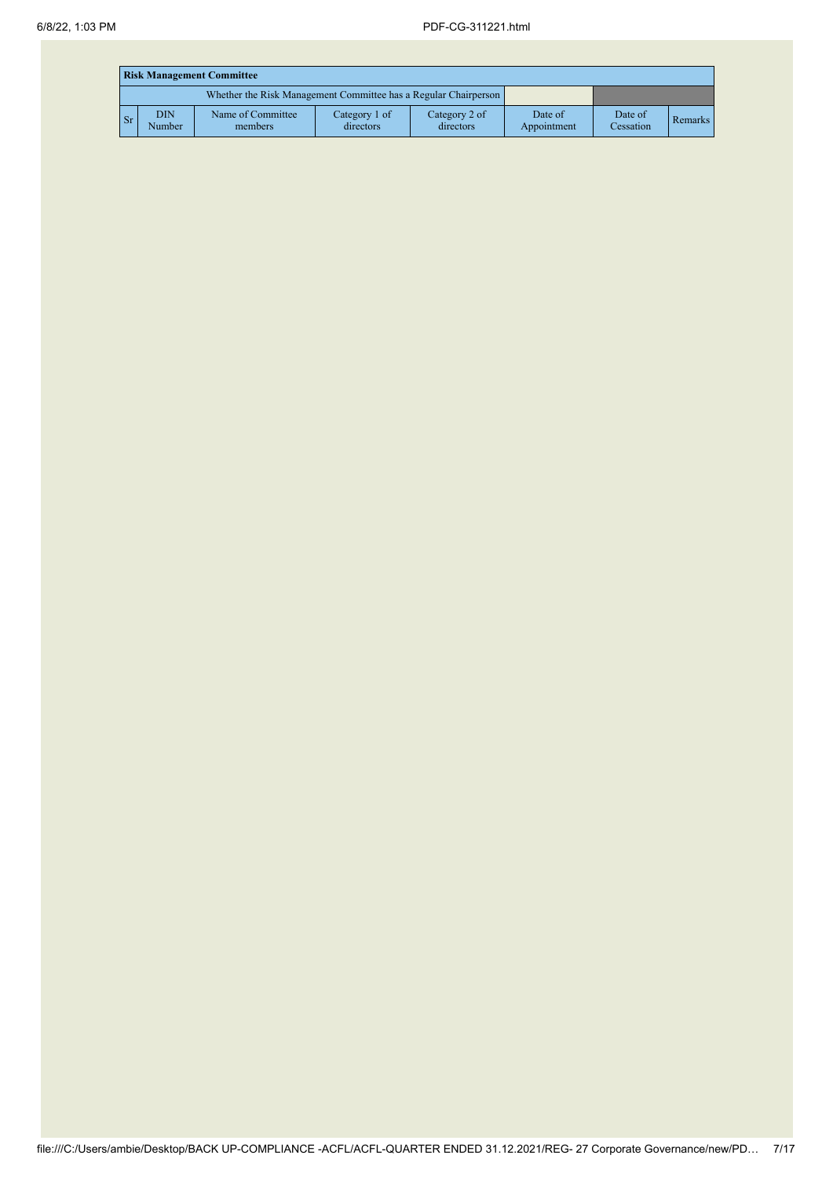| **Risk Management Committee** | | | | | | | |
|---|---|---|---|---|---|---|---|
| Whether the Risk Management Committee has a Regular Chairperson | | | | | | | |
| Sr | DIN Number | Name of Committee members | Category 1 of directors | Category 2 of directors | Date of Appointment | Date of Cessation | Remarks |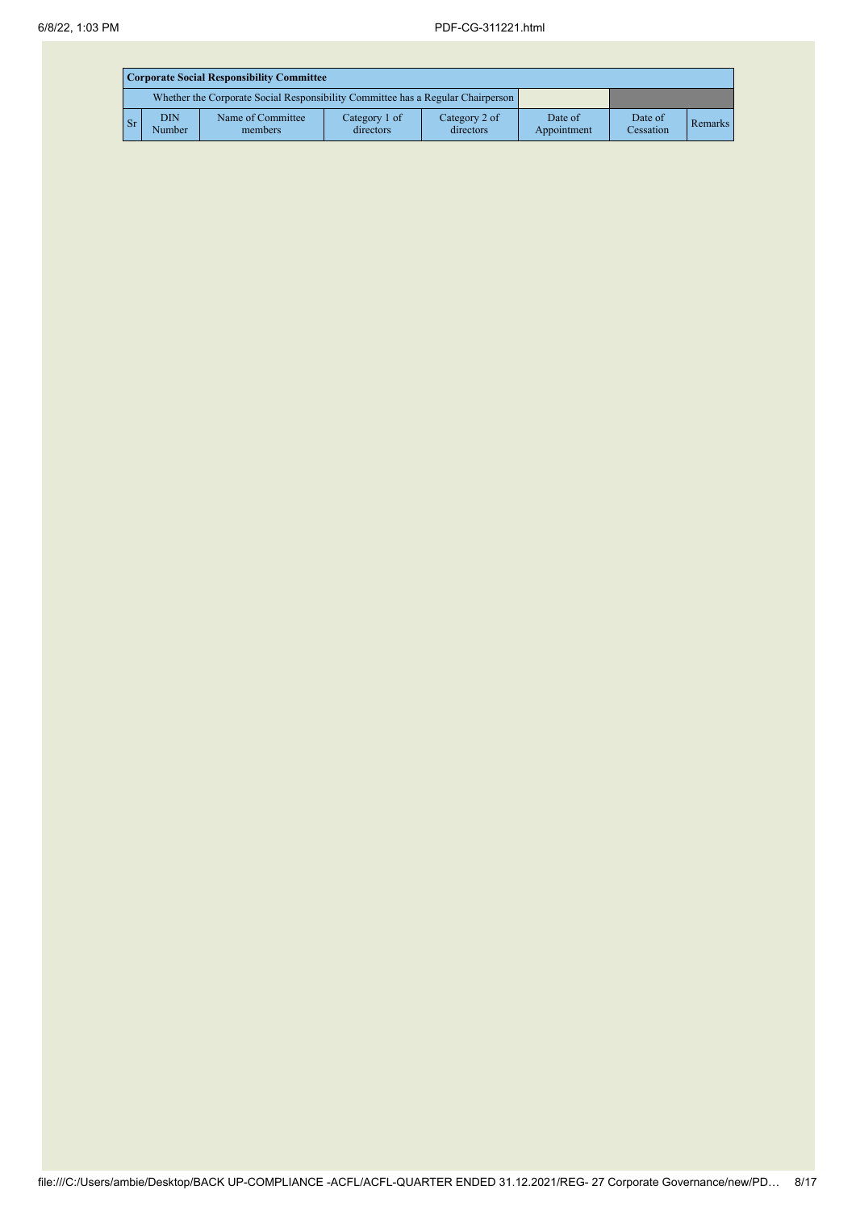| Corporate Social Responsibility Committee | | | | | | | |
|---|---|---|---|---|---|---|---|
| Whether the Corporate Social Responsibility Committee has a Regular Chairperson | | | | | | | |
| Sr | DIN Number | Name of Committee members | Category 1 of directors | Category 2 of directors | Date of Appointment | Date of Cessation | Remarks |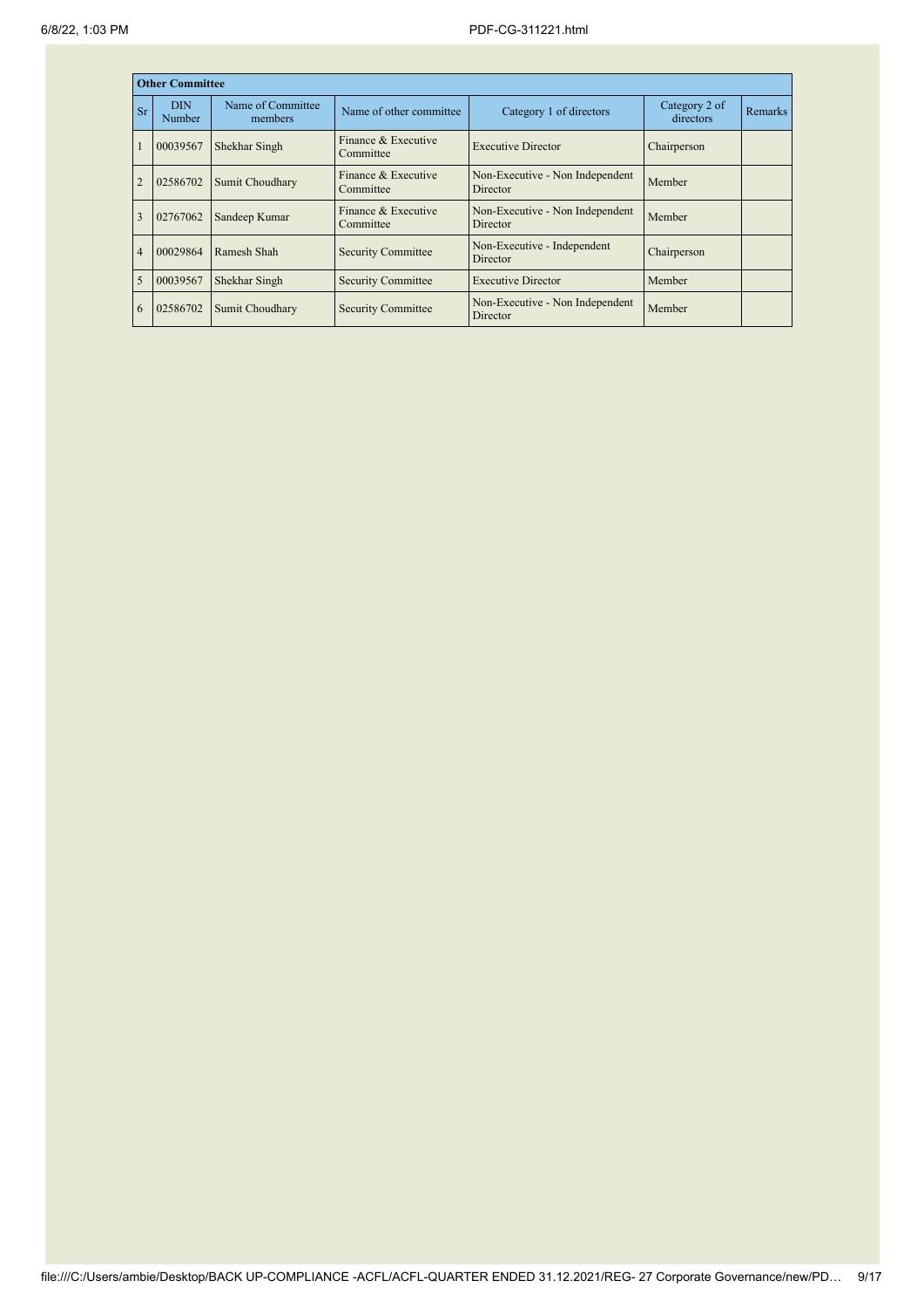| Other Committee | | | | | | |
|---|---|---|---|---|---|---|
| Sr | DIN Number | Name of Committee members | Name of other committee | Category 1 of directors | Category 2 of directors | Remarks |
| 1 | 00039567 | Shekhar Singh | Finance & Executive Committee | Executive Director | Chairperson | |
| 2 | 02586702 | Sumit Choudhary | Finance & Executive Committee | Non-Executive - Non Independent Director | Member | |
| 3 | 02767062 | Sandeep Kumar | Finance & Executive Committee | Non-Executive - Non Independent Director | Member | |
| 4 | 00029864 | Ramesh Shah | Security Committee | Non-Executive - Independent Director | Chairperson | |
| 5 | 00039567 | Shekhar Singh | Security Committee | Executive Director | Member | |
| 6 | 02586702 | Sumit Choudhary | Security Committee | Non-Executive - Non Independent Director | Member | |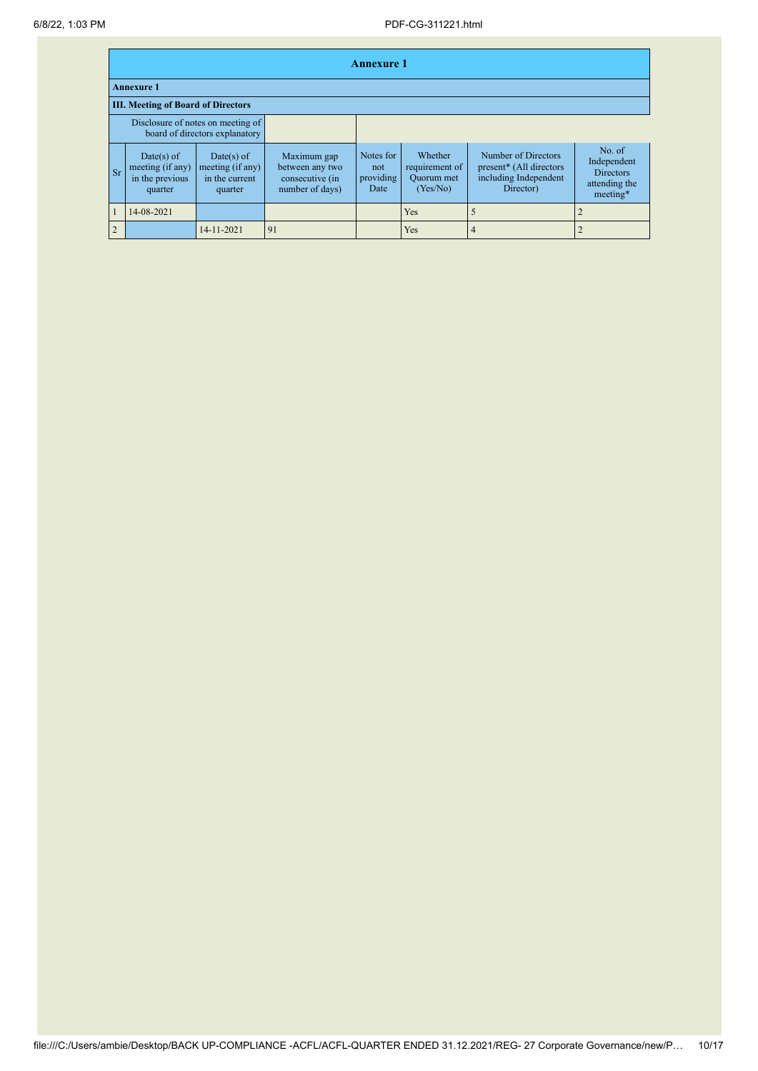## Annexure 1

### Annexure 1

### III. Meeting of Board of Directors

| Disclosure of notes on meeting of board of directors explanatory | |
|---|---|

| Sr | Date(s) of meeting (if any) in the previous quarter | Date(s) of meeting (if any) in the current quarter | Maximum gap between any two consecutive (in number of days) | Notes for not providing Date | Whether requirement of Quorum met (Yes/No) | Number of Directors present* (All directors including Independent Director) | No. of Independent Directors attending the meeting* |
|---|---|---|---|---|---|---|---|
| 1 | 14-08-2021 | | | | Yes | 5 | 2 |
| 2 | | 14-11-2021 | 91 | | Yes | 4 | 2 |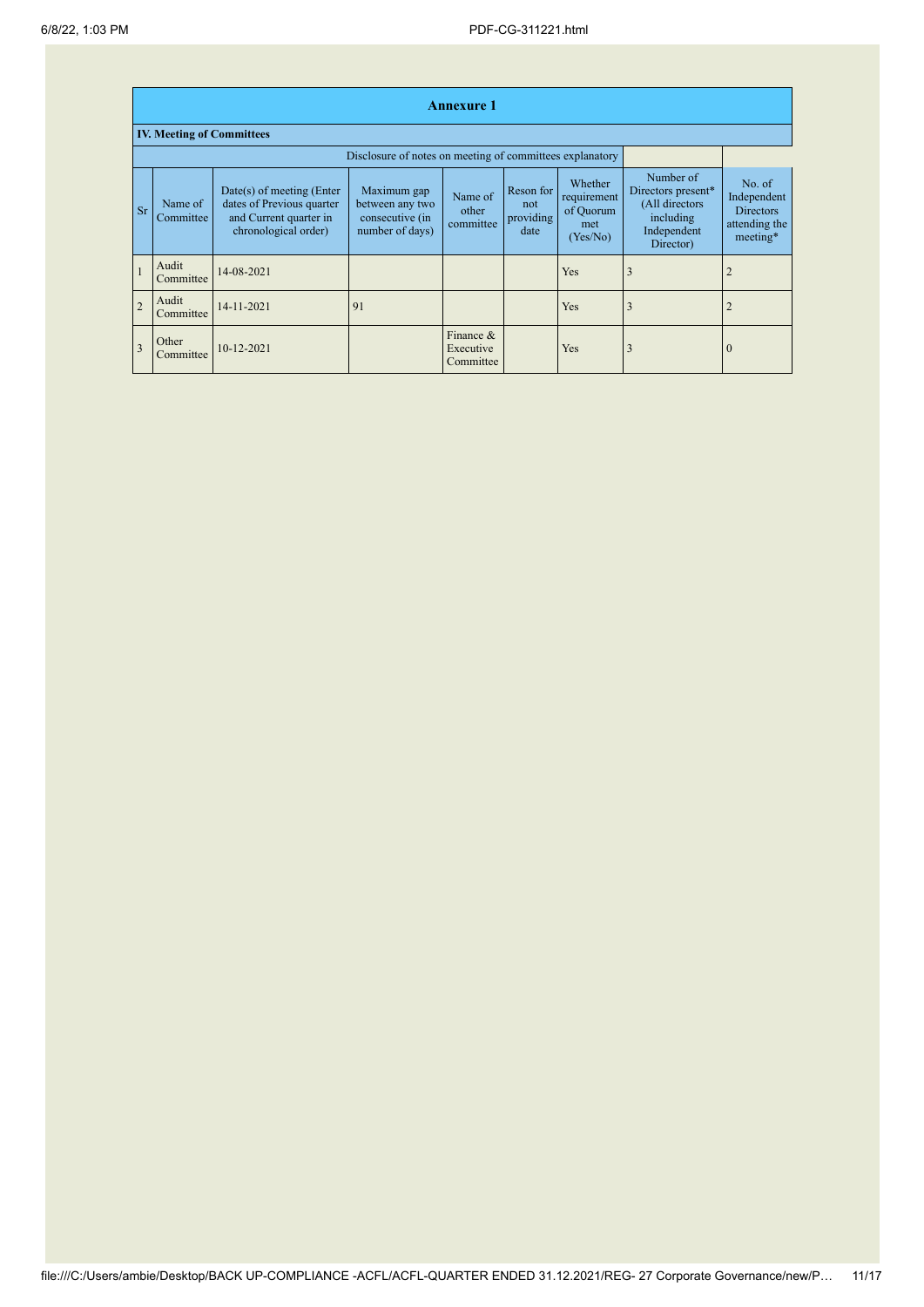## Annexure 1

### IV. Meeting of Committees

Disclosure of notes on meeting of committees explanatory

| Sr | Name of Committee | Date(s) of meeting (Enter dates of Previous quarter and Current quarter in chronological order) | Maximum gap between any two consecutive (in number of days) | Name of other committee | Reson for not providing date | Whether requirement of Quorum met (Yes/No) | Number of Directors present* (All directors including Independent Director) | No. of Independent Directors attending the meeting* |
|---|---|---|---|---|---|---|---|---|
| 1 | Audit Committee | 14-08-2021 | | | | Yes | 3 | 2 |
| 2 | Audit Committee | 14-11-2021 | 91 | | | Yes | 3 | 2 |
| 3 | Other Committee | 10-12-2021 | | Finance & Executive Committee | | Yes | 3 | 0 |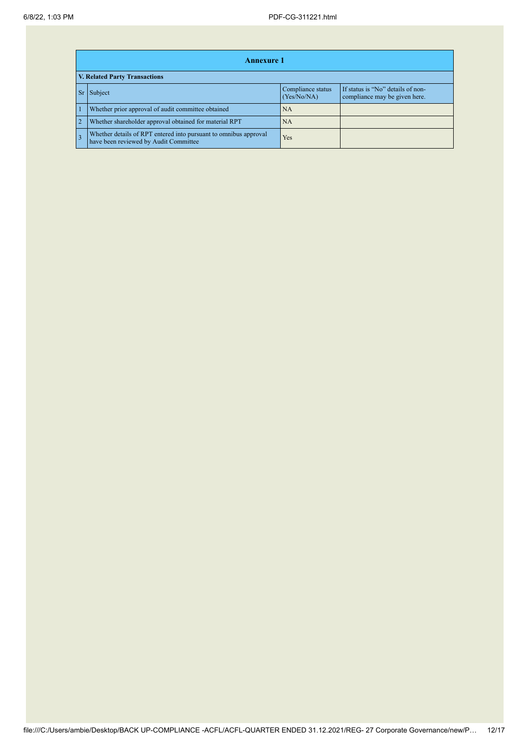## Annexure 1

### V. Related Party Transactions

| Sr | Subject | Compliance status (Yes/No/NA) | If status is "No" details of non-compliance may be given here. |
|---|---|---|---|
| 1 | Whether prior approval of audit committee obtained | NA | |
| 2 | Whether shareholder approval obtained for material RPT | NA | |
| 3 | Whether details of RPT entered into pursuant to omnibus approval have been reviewed by Audit Committee | Yes | |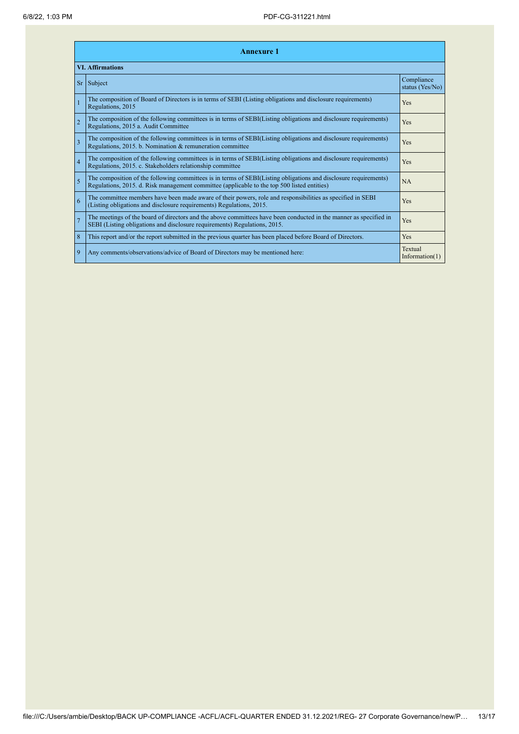## Annexure 1

### VI. Affirmations

| Sr | Subject | Compliance status (Yes/No) |
|---|---|---|
| 1 | The composition of Board of Directors is in terms of SEBI (Listing obligations and disclosure requirements) Regulations, 2015 | Yes |
| 2 | The composition of the following committees is in terms of SEBI(Listing obligations and disclosure requirements) Regulations, 2015 a. Audit Committee | Yes |
| 3 | The composition of the following committees is in terms of SEBI(Listing obligations and disclosure requirements) Regulations, 2015. b. Nomination & remuneration committee | Yes |
| 4 | The composition of the following committees is in terms of SEBI(Listing obligations and disclosure requirements) Regulations, 2015. c. Stakeholders relationship committee | Yes |
| 5 | The composition of the following committees is in terms of SEBI(Listing obligations and disclosure requirements) Regulations, 2015. d. Risk management committee (applicable to the top 500 listed entities) | NA |
| 6 | The committee members have been made aware of their powers, role and responsibilities as specified in SEBI (Listing obligations and disclosure requirements) Regulations, 2015. | Yes |
| 7 | The meetings of the board of directors and the above committees have been conducted in the manner as specified in SEBI (Listing obligations and disclosure requirements) Regulations, 2015. | Yes |
| 8 | This report and/or the report submitted in the previous quarter has been placed before Board of Directors. | Yes |
| 9 | Any comments/observations/advice of Board of Directors may be mentioned here: | Textual Information(1) |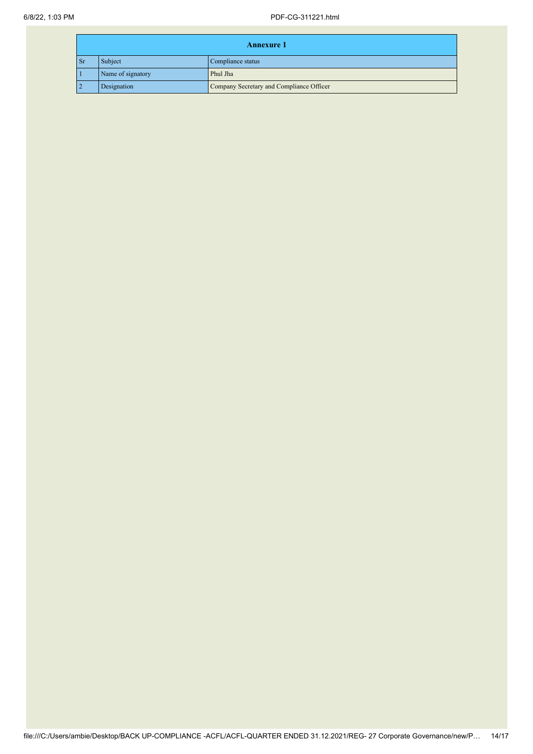| Annexure 1 | | |
|---|---|---|
| Sr | Subject | Compliance status |
| 1 | Name of signatory | Phul Jha |
| 2 | Designation | Company Secretary and Compliance Officer |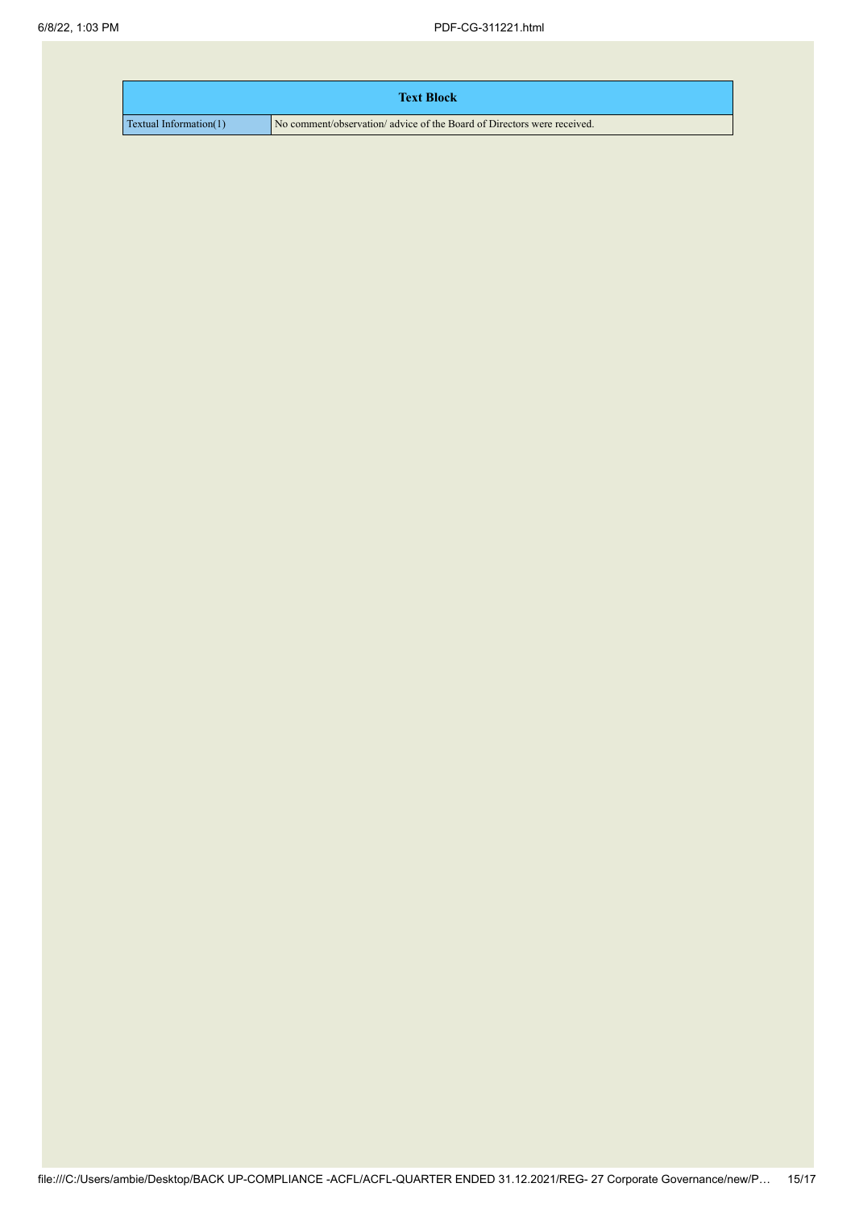| Text Block | |
|---|---|
| Textual Information(1) | No comment/observation/ advice of the Board of Directors were received. |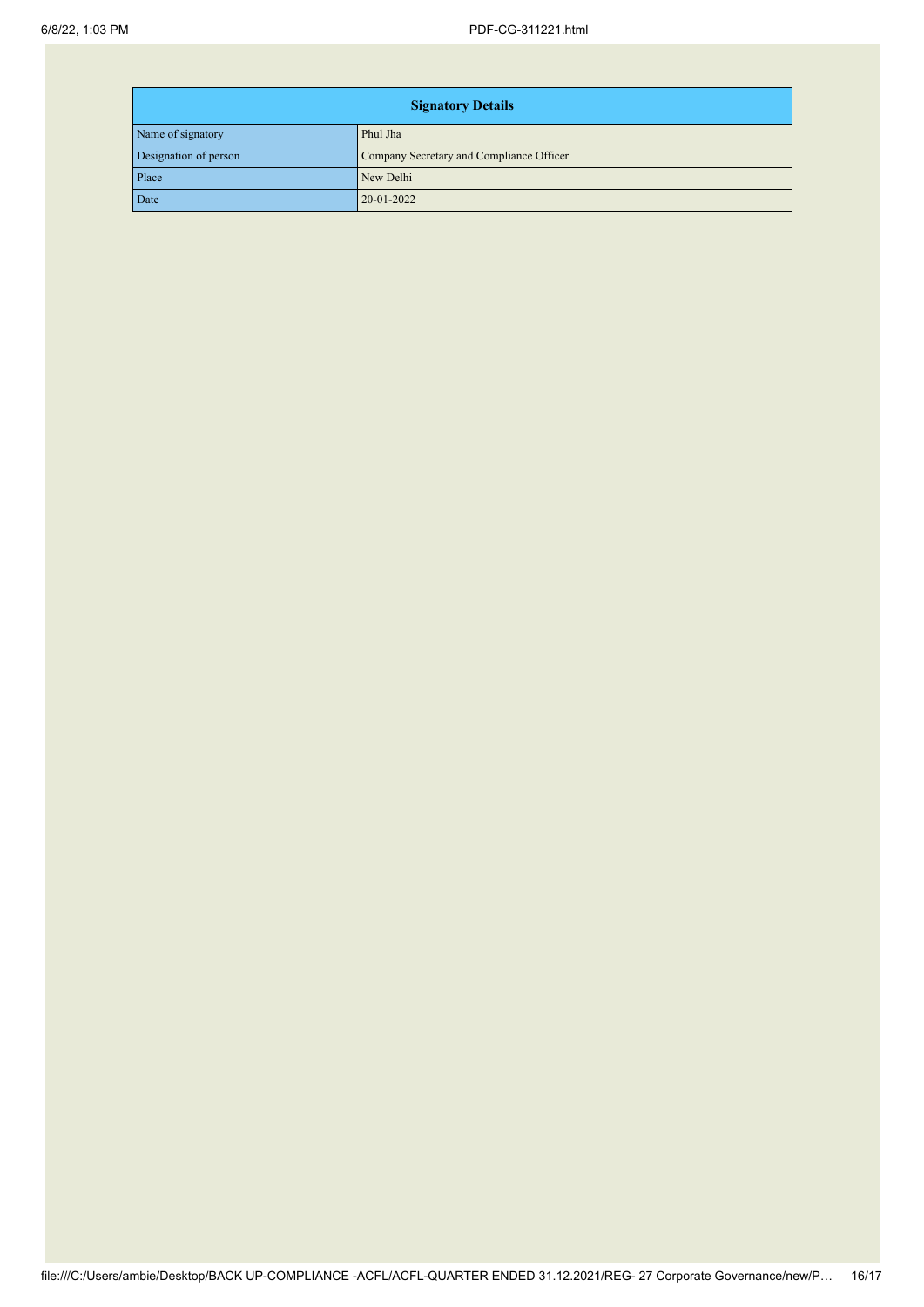| Signatory Details | |
|---|---|
| Name of signatory | Phul Jha |
| Designation of person | Company Secretary and Compliance Officer |
| Place | New Delhi |
| Date | 20-01-2022 |